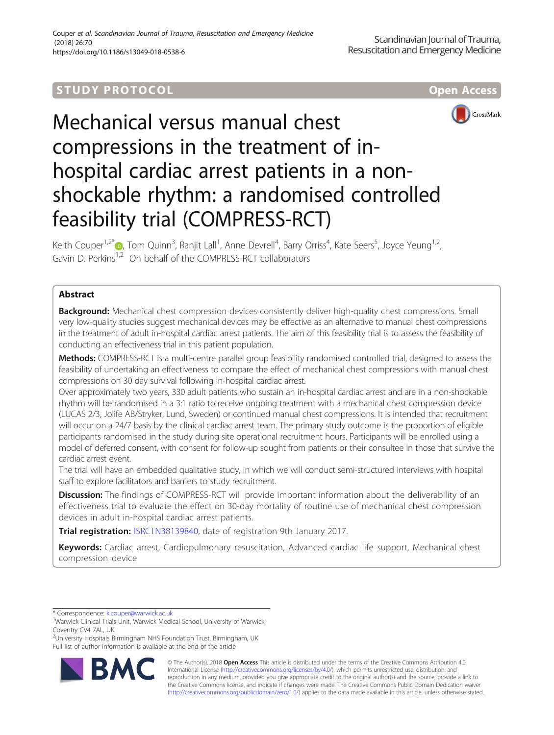STUDY PROTOCOL

Open Access

# Mechanical versus manual chest compressions in the treatment of in-hospital cardiac arrest patients in a non-shockable rhythm: a randomised controlled feasibility trial (COMPRESS-RCT)

Keith Couper[1,2*], Tom Quinn[3], Ranjit Lall[1], Anne Devrell[4], Barry Orriss[4], Kate Seers[5], Joyce Yeung[1,2], Gavin D. Perkins[1,2] On behalf of the COMPRESS-RCT collaborators

## Abstract

**Background:** Mechanical chest compression devices consistently deliver high-quality chest compressions. Small very low-quality studies suggest mechanical devices may be effective as an alternative to manual chest compressions in the treatment of adult in-hospital cardiac arrest patients. The aim of this feasibility trial is to assess the feasibility of conducting an effectiveness trial in this patient population.

**Methods:** COMPRESS-RCT is a multi-centre parallel group feasibility randomised controlled trial, designed to assess the feasibility of undertaking an effectiveness to compare the effect of mechanical chest compressions with manual chest compressions on 30-day survival following in-hospital cardiac arrest.

Over approximately two years, 330 adult patients who sustain an in-hospital cardiac arrest and are in a non-shockable rhythm will be randomised in a 3:1 ratio to receive ongoing treatment with a mechanical chest compression device (LUCAS 2/3, Jolife AB/Stryker, Lund, Sweden) or continued manual chest compressions. It is intended that recruitment will occur on a 24/7 basis by the clinical cardiac arrest team. The primary study outcome is the proportion of eligible participants randomised in the study during site operational recruitment hours. Participants will be enrolled using a model of deferred consent, with consent for follow-up sought from patients or their consultee in those that survive the cardiac arrest event.

The trial will have an embedded qualitative study, in which we will conduct semi-structured interviews with hospital staff to explore facilitators and barriers to study recruitment.

**Discussion:** The findings of COMPRESS-RCT will provide important information about the deliverability of an effectiveness trial to evaluate the effect on 30-day mortality of routine use of mechanical chest compression devices in adult in-hospital cardiac arrest patients.

**Trial registration:** ISRCTN38139840, date of registration 9th January 2017.

**Keywords:** Cardiac arrest, Cardiopulmonary resuscitation, Advanced cardiac life support, Mechanical chest compression device

---

\* Correspondence: k.couper@warwick.ac.uk

[1]Warwick Clinical Trials Unit, Warwick Medical School, University of Warwick, Coventry CV4 7AL, UK

[2]University Hospitals Birmingham NHS Foundation Trust, Birmingham, UK

Full list of author information is available at the end of the article

© The Author(s). 2018 **Open Access** This article is distributed under the terms of the Creative Commons Attribution 4.0 International License (http://creativecommons.org/licenses/by/4.0/), which permits unrestricted use, distribution, and reproduction in any medium, provided you give appropriate credit to the original author(s) and the source, provide a link to the Creative Commons license, and indicate if changes were made. The Creative Commons Public Domain Dedication waiver (http://creativecommons.org/publicdomain/zero/1.0/) applies to the data made available in this article, unless otherwise stated.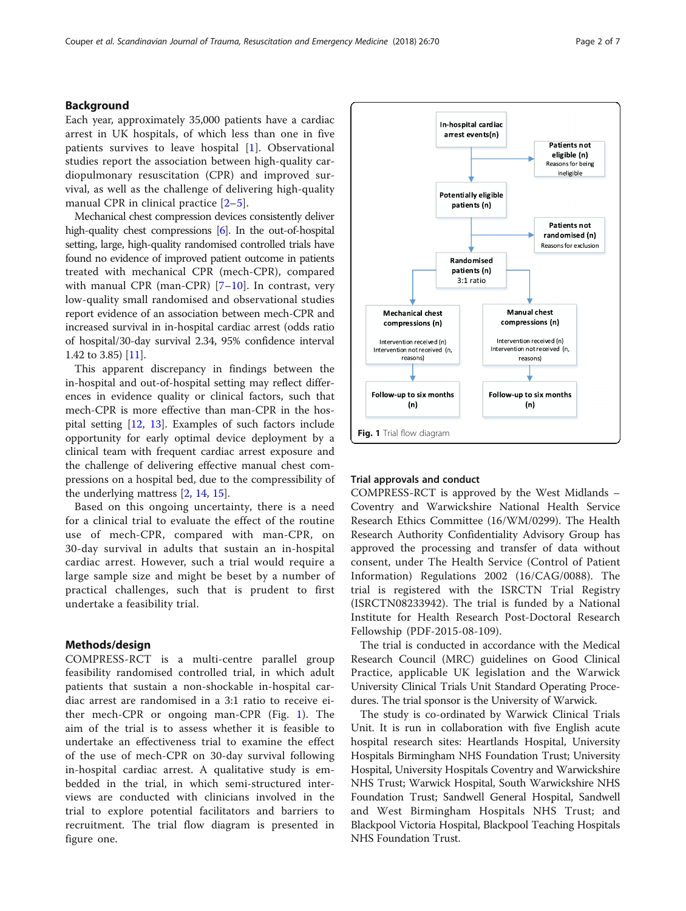## Background

Each year, approximately 35,000 patients have a cardiac arrest in UK hospitals, of which less than one in five patients survives to leave hospital [1]. Observational studies report the association between high-quality cardiopulmonary resuscitation (CPR) and improved survival, as well as the challenge of delivering high-quality manual CPR in clinical practice [2–5].

Mechanical chest compression devices consistently deliver high-quality chest compressions [6]. In the out-of-hospital setting, large, high-quality randomised controlled trials have found no evidence of improved patient outcome in patients treated with mechanical CPR (mech-CPR), compared with manual CPR (man-CPR) [7–10]. In contrast, very low-quality small randomised and observational studies report evidence of an association between mech-CPR and increased survival in in-hospital cardiac arrest (odds ratio of hospital/30-day survival 2.34, 95% confidence interval 1.42 to 3.85) [11].

This apparent discrepancy in findings between the in-hospital and out-of-hospital setting may reflect differences in evidence quality or clinical factors, such that mech-CPR is more effective than man-CPR in the hospital setting [12, 13]. Examples of such factors include opportunity for early optimal device deployment by a clinical team with frequent cardiac arrest exposure and the challenge of delivering effective manual chest compressions on a hospital bed, due to the compressibility of the underlying mattress [2, 14, 15].

Based on this ongoing uncertainty, there is a need for a clinical trial to evaluate the effect of the routine use of mech-CPR, compared with man-CPR, on 30-day survival in adults that sustain an in-hospital cardiac arrest. However, such a trial would require a large sample size and might be beset by a number of practical challenges, such that is prudent to first undertake a feasibility trial.

## Methods/design

COMPRESS-RCT is a multi-centre parallel group feasibility randomised controlled trial, in which adult patients that sustain a non-shockable in-hospital cardiac arrest are randomised in a 3:1 ratio to receive either mech-CPR or ongoing man-CPR (Fig. 1). The aim of the trial is to assess whether it is feasible to undertake an effectiveness trial to examine the effect of the use of mech-CPR on 30-day survival following in-hospital cardiac arrest. A qualitative study is embedded in the trial, in which semi-structured interviews are conducted with clinicians involved in the trial to explore potential facilitators and barriers to recruitment. The trial flow diagram is presented in figure one.

In-hospital cardiac arrest events(n) → Patients not eligible (n) Reasons for being ineligible

Potentially eligible patients (n) → Patients not randomised (n) Reasons for exclusion

Randomised patients (n) 3:1 ratio

Mechanical chest compressions (n) — Intervention received (n), Intervention not received (n, reasons) → Follow-up to six months (n)

Manual chest compressions (n) — Intervention received (n), Intervention not received (n, reasons) → Follow-up to six months (n)

**Fig. 1** Trial flow diagram

### Trial approvals and conduct

COMPRESS-RCT is approved by the West Midlands – Coventry and Warwickshire National Health Service Research Ethics Committee (16/WM/0299). The Health Research Authority Confidentiality Advisory Group has approved the processing and transfer of data without consent, under The Health Service (Control of Patient Information) Regulations 2002 (16/CAG/0088). The trial is registered with the ISRCTN Trial Registry (ISRCTN08233942). The trial is funded by a National Institute for Health Research Post-Doctoral Research Fellowship (PDF-2015-08-109).

The trial is conducted in accordance with the Medical Research Council (MRC) guidelines on Good Clinical Practice, applicable UK legislation and the Warwick University Clinical Trials Unit Standard Operating Procedures. The trial sponsor is the University of Warwick.

The study is co-ordinated by Warwick Clinical Trials Unit. It is run in collaboration with five English acute hospital research sites: Heartlands Hospital, University Hospitals Birmingham NHS Foundation Trust; University Hospital, University Hospitals Coventry and Warwickshire NHS Trust; Warwick Hospital, South Warwickshire NHS Foundation Trust; Sandwell General Hospital, Sandwell and West Birmingham Hospitals NHS Trust; and Blackpool Victoria Hospital, Blackpool Teaching Hospitals NHS Foundation Trust.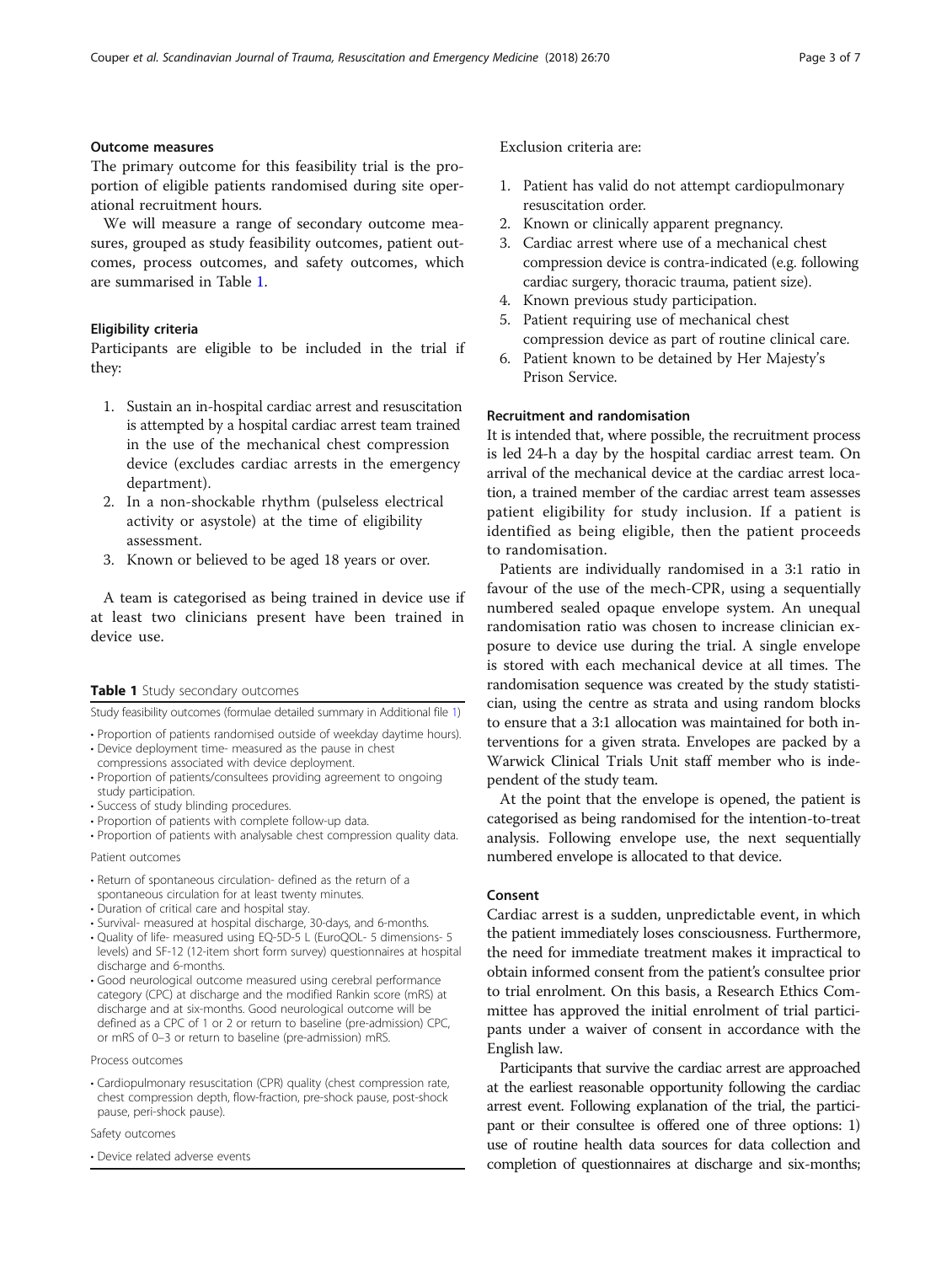### Outcome measures

The primary outcome for this feasibility trial is the proportion of eligible patients randomised during site operational recruitment hours.

We will measure a range of secondary outcome measures, grouped as study feasibility outcomes, patient outcomes, process outcomes, and safety outcomes, which are summarised in Table 1.

### Eligibility criteria

Participants are eligible to be included in the trial if they:

1. Sustain an in-hospital cardiac arrest and resuscitation is attempted by a hospital cardiac arrest team trained in the use of the mechanical chest compression device (excludes cardiac arrests in the emergency department).
2. In a non-shockable rhythm (pulseless electrical activity or asystole) at the time of eligibility assessment.
3. Known or believed to be aged 18 years or over.

A team is categorised as being trained in device use if at least two clinicians present have been trained in device use.

**Table 1** Study secondary outcomes

| Study feasibility outcomes (formulae detailed summary in Additional file 1) |
| --- |
| • Proportion of patients randomised outside of weekday daytime hours). |
| • Device deployment time- measured as the pause in chest compressions associated with device deployment. |
| • Proportion of patients/consultees providing agreement to ongoing study participation. |
| • Success of study blinding procedures. |
| • Proportion of patients with complete follow-up data. |
| • Proportion of patients with analysable chest compression quality data. |
| Patient outcomes |
| • Return of spontaneous circulation- defined as the return of a spontaneous circulation for at least twenty minutes. |
| • Duration of critical care and hospital stay. |
| • Survival- measured at hospital discharge, 30-days, and 6-months. |
| • Quality of life- measured using EQ-5D-5 L (EuroQOL- 5 dimensions- 5 levels) and SF-12 (12-item short form survey) questionnaires at hospital discharge and 6-months. |
| • Good neurological outcome measured using cerebral performance category (CPC) at discharge and the modified Rankin score (mRS) at discharge and at six-months. Good neurological outcome will be defined as a CPC of 1 or 2 or return to baseline (pre-admission) CPC, or mRS of 0–3 or return to baseline (pre-admission) mRS. |
| Process outcomes |
| • Cardiopulmonary resuscitation (CPR) quality (chest compression rate, chest compression depth, flow-fraction, pre-shock pause, post-shock pause, peri-shock pause). |
| Safety outcomes |
| • Device related adverse events |

Exclusion criteria are:

1. Patient has valid do not attempt cardiopulmonary resuscitation order.
2. Known or clinically apparent pregnancy.
3. Cardiac arrest where use of a mechanical chest compression device is contra-indicated (e.g. following cardiac surgery, thoracic trauma, patient size).
4. Known previous study participation.
5. Patient requiring use of mechanical chest compression device as part of routine clinical care.
6. Patient known to be detained by Her Majesty's Prison Service.

### Recruitment and randomisation

It is intended that, where possible, the recruitment process is led 24-h a day by the hospital cardiac arrest team. On arrival of the mechanical device at the cardiac arrest location, a trained member of the cardiac arrest team assesses patient eligibility for study inclusion. If a patient is identified as being eligible, then the patient proceeds to randomisation.

Patients are individually randomised in a 3:1 ratio in favour of the use of the mech-CPR, using a sequentially numbered sealed opaque envelope system. An unequal randomisation ratio was chosen to increase clinician exposure to device use during the trial. A single envelope is stored with each mechanical device at all times. The randomisation sequence was created by the study statistician, using the centre as strata and using random blocks to ensure that a 3:1 allocation was maintained for both interventions for a given strata. Envelopes are packed by a Warwick Clinical Trials Unit staff member who is independent of the study team.

At the point that the envelope is opened, the patient is categorised as being randomised for the intention-to-treat analysis. Following envelope use, the next sequentially numbered envelope is allocated to that device.

### Consent

Cardiac arrest is a sudden, unpredictable event, in which the patient immediately loses consciousness. Furthermore, the need for immediate treatment makes it impractical to obtain informed consent from the patient's consultee prior to trial enrolment. On this basis, a Research Ethics Committee has approved the initial enrolment of trial participants under a waiver of consent in accordance with the English law.

Participants that survive the cardiac arrest are approached at the earliest reasonable opportunity following the cardiac arrest event. Following explanation of the trial, the participant or their consultee is offered one of three options: 1) use of routine health data sources for data collection and completion of questionnaires at discharge and six-months;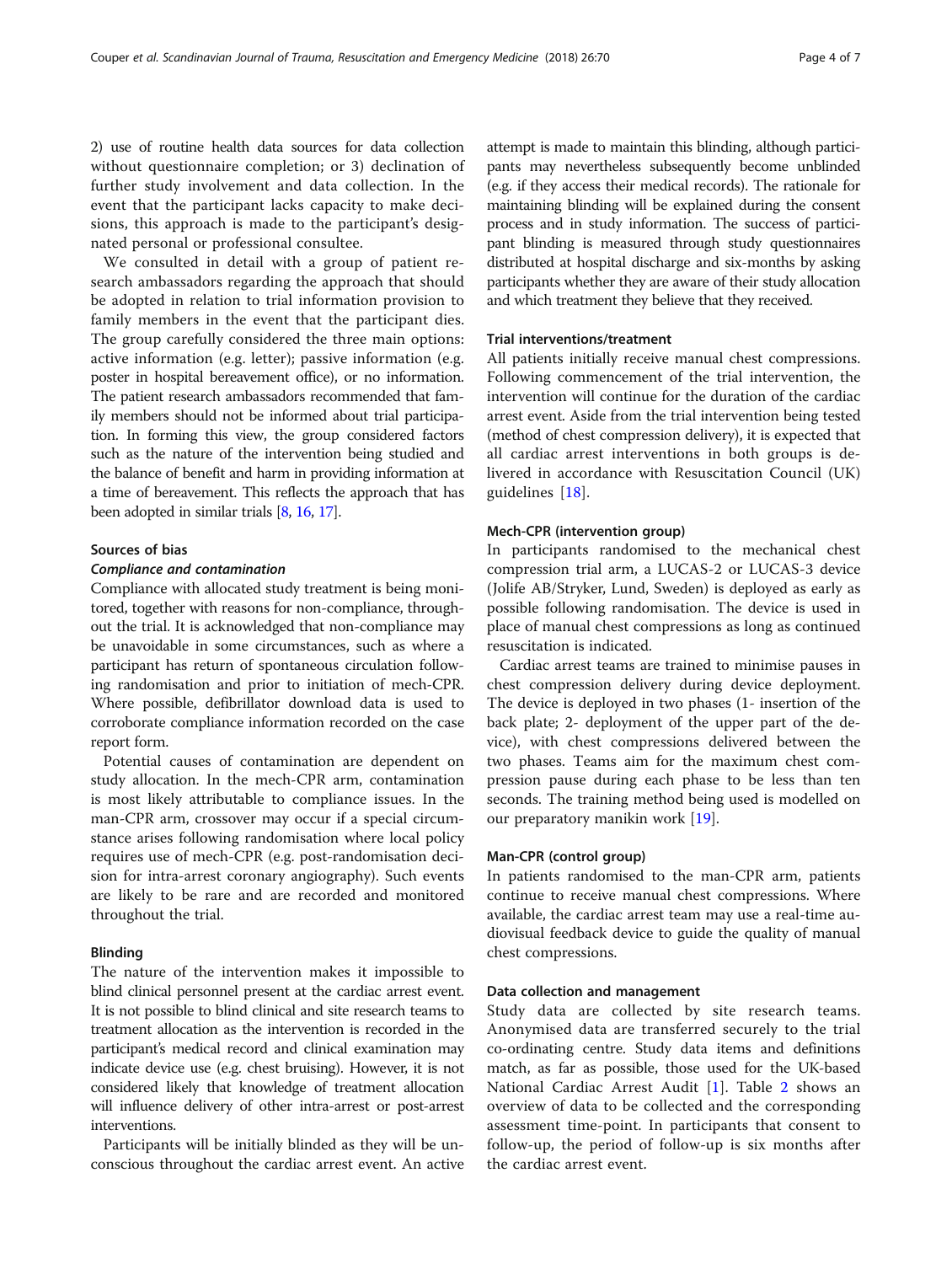2) use of routine health data sources for data collection without questionnaire completion; or 3) declination of further study involvement and data collection. In the event that the participant lacks capacity to make decisions, this approach is made to the participant's designated personal or professional consultee.

We consulted in detail with a group of patient research ambassadors regarding the approach that should be adopted in relation to trial information provision to family members in the event that the participant dies. The group carefully considered the three main options: active information (e.g. letter); passive information (e.g. poster in hospital bereavement office), or no information. The patient research ambassadors recommended that family members should not be informed about trial participation. In forming this view, the group considered factors such as the nature of the intervention being studied and the balance of benefit and harm in providing information at a time of bereavement. This reflects the approach that has been adopted in similar trials [8, 16, 17].

### Sources of bias

#### *Compliance and contamination*

Compliance with allocated study treatment is being monitored, together with reasons for non-compliance, throughout the trial. It is acknowledged that non-compliance may be unavoidable in some circumstances, such as where a participant has return of spontaneous circulation following randomisation and prior to initiation of mech-CPR. Where possible, defibrillator download data is used to corroborate compliance information recorded on the case report form.

Potential causes of contamination are dependent on study allocation. In the mech-CPR arm, contamination is most likely attributable to compliance issues. In the man-CPR arm, crossover may occur if a special circumstance arises following randomisation where local policy requires use of mech-CPR (e.g. post-randomisation decision for intra-arrest coronary angiography). Such events are likely to be rare and are recorded and monitored throughout the trial.

### Blinding

The nature of the intervention makes it impossible to blind clinical personnel present at the cardiac arrest event. It is not possible to blind clinical and site research teams to treatment allocation as the intervention is recorded in the participant's medical record and clinical examination may indicate device use (e.g. chest bruising). However, it is not considered likely that knowledge of treatment allocation will influence delivery of other intra-arrest or post-arrest interventions.

Participants will be initially blinded as they will be unconscious throughout the cardiac arrest event. An active attempt is made to maintain this blinding, although participants may nevertheless subsequently become unblinded (e.g. if they access their medical records). The rationale for maintaining blinding will be explained during the consent process and in study information. The success of participant blinding is measured through study questionnaires distributed at hospital discharge and six-months by asking participants whether they are aware of their study allocation and which treatment they believe that they received.

### Trial interventions/treatment

All patients initially receive manual chest compressions. Following commencement of the trial intervention, the intervention will continue for the duration of the cardiac arrest event. Aside from the trial intervention being tested (method of chest compression delivery), it is expected that all cardiac arrest interventions in both groups is delivered in accordance with Resuscitation Council (UK) guidelines [18].

### Mech-CPR (intervention group)

In participants randomised to the mechanical chest compression trial arm, a LUCAS-2 or LUCAS-3 device (Jolife AB/Stryker, Lund, Sweden) is deployed as early as possible following randomisation. The device is used in place of manual chest compressions as long as continued resuscitation is indicated.

Cardiac arrest teams are trained to minimise pauses in chest compression delivery during device deployment. The device is deployed in two phases (1- insertion of the back plate; 2- deployment of the upper part of the device), with chest compressions delivered between the two phases. Teams aim for the maximum chest compression pause during each phase to be less than ten seconds. The training method being used is modelled on our preparatory manikin work [19].

### Man-CPR (control group)

In patients randomised to the man-CPR arm, patients continue to receive manual chest compressions. Where available, the cardiac arrest team may use a real-time audiovisual feedback device to guide the quality of manual chest compressions.

### Data collection and management

Study data are collected by site research teams. Anonymised data are transferred securely to the trial co-ordinating centre. Study data items and definitions match, as far as possible, those used for the UK-based National Cardiac Arrest Audit [1]. Table 2 shows an overview of data to be collected and the corresponding assessment time-point. In participants that consent to follow-up, the period of follow-up is six months after the cardiac arrest event.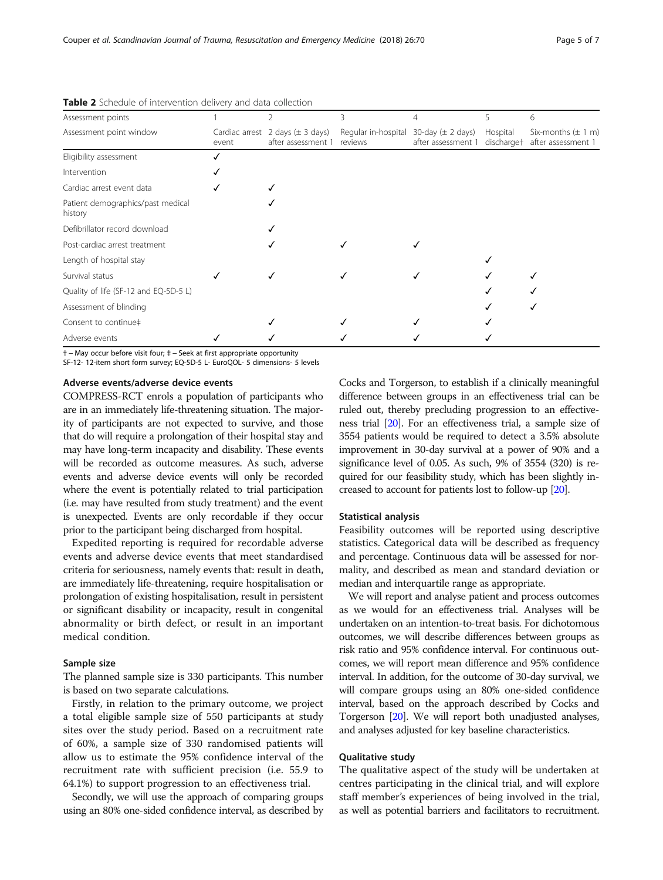**Table 2** Schedule of intervention delivery and data collection

| Assessment points | 1 | 2 | 3 | 4 | 5 | 6 |
|---|---|---|---|---|---|---|
| Assessment point window | Cardiac arrest event | 2 days (± 3 days) after assessment 1 | Regular in-hospital reviews | 30-day (± 2 days) after assessment 1 | Hospital discharge† | Six-months (± 1 m) after assessment 1 |
| Eligibility assessment | ✓ | | | | | |
| Intervention | ✓ | | | | | |
| Cardiac arrest event data | ✓ | ✓ | | | | |
| Patient demographics/past medical history | | ✓ | | | | |
| Defibrillator record download | | ✓ | | | | |
| Post-cardiac arrest treatment | | ✓ | ✓ | ✓ | | |
| Length of hospital stay | | | | | ✓ | |
| Survival status | ✓ | ✓ | ✓ | ✓ | ✓ | ✓ |
| Quality of life (SF-12 and EQ-5D-5 L) | | | | | ✓ | ✓ |
| Assessment of blinding | | | | | ✓ | ✓ |
| Consent to continue‡ | | ✓ | ✓ | ✓ | ✓ | |
| Adverse events | ✓ | ✓ | ✓ | ✓ | ✓ | |

† – May occur before visit four; ‡ – Seek at first appropriate opportunity
SF-12- 12-item short form survey; EQ-5D-5 L- EuroQOL- 5 dimensions- 5 levels

### Adverse events/adverse device events

COMPRESS-RCT enrols a population of participants who are in an immediately life-threatening situation. The majority of participants are not expected to survive, and those that do will require a prolongation of their hospital stay and may have long-term incapacity and disability. These events will be recorded as outcome measures. As such, adverse events and adverse device events will only be recorded where the event is potentially related to trial participation (i.e. may have resulted from study treatment) and the event is unexpected. Events are only recordable if they occur prior to the participant being discharged from hospital.

Expedited reporting is required for recordable adverse events and adverse device events that meet standardised criteria for seriousness, namely events that: result in death, are immediately life-threatening, require hospitalisation or prolongation of existing hospitalisation, result in persistent or significant disability or incapacity, result in congenital abnormality or birth defect, or result in an important medical condition.

### Sample size

The planned sample size is 330 participants. This number is based on two separate calculations.

Firstly, in relation to the primary outcome, we project a total eligible sample size of 550 participants at study sites over the study period. Based on a recruitment rate of 60%, a sample size of 330 randomised patients will allow us to estimate the 95% confidence interval of the recruitment rate with sufficient precision (i.e. 55.9 to 64.1%) to support progression to an effectiveness trial.

Secondly, we will use the approach of comparing groups using an 80% one-sided confidence interval, as described by Cocks and Torgerson, to establish if a clinically meaningful difference between groups in an effectiveness trial can be ruled out, thereby precluding progression to an effectiveness trial [20]. For an effectiveness trial, a sample size of 3554 patients would be required to detect a 3.5% absolute improvement in 30-day survival at a power of 90% and a significance level of 0.05. As such, 9% of 3554 (320) is required for our feasibility study, which has been slightly increased to account for patients lost to follow-up [20].

### Statistical analysis

Feasibility outcomes will be reported using descriptive statistics. Categorical data will be described as frequency and percentage. Continuous data will be assessed for normality, and described as mean and standard deviation or median and interquartile range as appropriate.

We will report and analyse patient and process outcomes as we would for an effectiveness trial. Analyses will be undertaken on an intention-to-treat basis. For dichotomous outcomes, we will describe differences between groups as risk ratio and 95% confidence interval. For continuous outcomes, we will report mean difference and 95% confidence interval. In addition, for the outcome of 30-day survival, we will compare groups using an 80% one-sided confidence interval, based on the approach described by Cocks and Torgerson [20]. We will report both unadjusted analyses, and analyses adjusted for key baseline characteristics.

### Qualitative study

The qualitative aspect of the study will be undertaken at centres participating in the clinical trial, and will explore staff member's experiences of being involved in the trial, as well as potential barriers and facilitators to recruitment.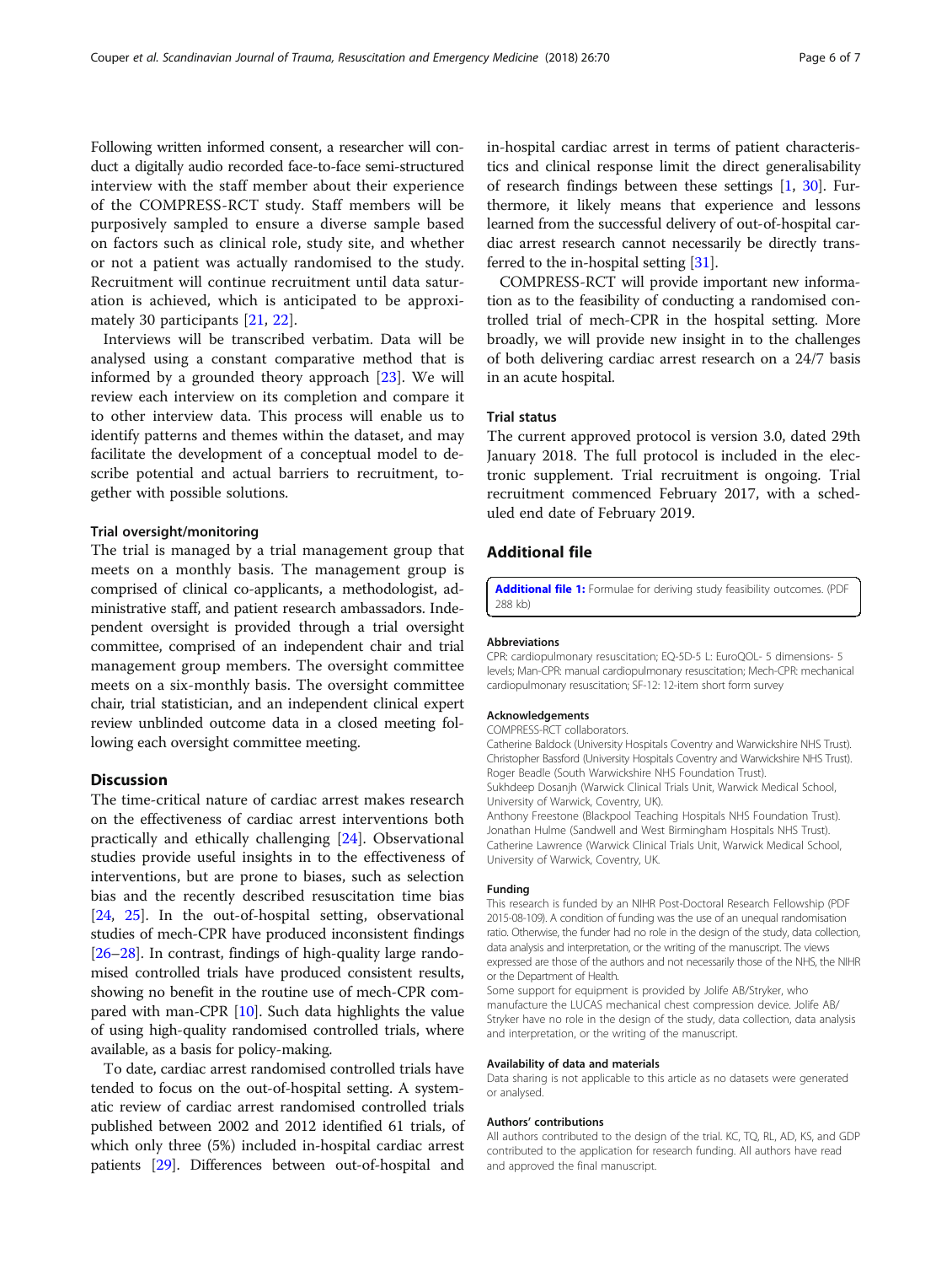Following written informed consent, a researcher will conduct a digitally audio recorded face-to-face semi-structured interview with the staff member about their experience of the COMPRESS-RCT study. Staff members will be purposively sampled to ensure a diverse sample based on factors such as clinical role, study site, and whether or not a patient was actually randomised to the study. Recruitment will continue recruitment until data saturation is achieved, which is anticipated to be approximately 30 participants [21, 22].

Interviews will be transcribed verbatim. Data will be analysed using a constant comparative method that is informed by a grounded theory approach [23]. We will review each interview on its completion and compare it to other interview data. This process will enable us to identify patterns and themes within the dataset, and may facilitate the development of a conceptual model to describe potential and actual barriers to recruitment, together with possible solutions.

### Trial oversight/monitoring

The trial is managed by a trial management group that meets on a monthly basis. The management group is comprised of clinical co-applicants, a methodologist, administrative staff, and patient research ambassadors. Independent oversight is provided through a trial oversight committee, comprised of an independent chair and trial management group members. The oversight committee meets on a six-monthly basis. The oversight committee chair, trial statistician, and an independent clinical expert review unblinded outcome data in a closed meeting following each oversight committee meeting.

## Discussion

The time-critical nature of cardiac arrest makes research on the effectiveness of cardiac arrest interventions both practically and ethically challenging [24]. Observational studies provide useful insights in to the effectiveness of interventions, but are prone to biases, such as selection bias and the recently described resuscitation time bias [24, 25]. In the out-of-hospital setting, observational studies of mech-CPR have produced inconsistent findings [26–28]. In contrast, findings of high-quality large randomised controlled trials have produced consistent results, showing no benefit in the routine use of mech-CPR compared with man-CPR [10]. Such data highlights the value of using high-quality randomised controlled trials, where available, as a basis for policy-making.

To date, cardiac arrest randomised controlled trials have tended to focus on the out-of-hospital setting. A systematic review of cardiac arrest randomised controlled trials published between 2002 and 2012 identified 61 trials, of which only three (5%) included in-hospital cardiac arrest patients [29]. Differences between out-of-hospital and in-hospital cardiac arrest in terms of patient characteristics and clinical response limit the direct generalisability of research findings between these settings [1, 30]. Furthermore, it likely means that experience and lessons learned from the successful delivery of out-of-hospital cardiac arrest research cannot necessarily be directly transferred to the in-hospital setting [31].

COMPRESS-RCT will provide important new information as to the feasibility of conducting a randomised controlled trial of mech-CPR in the hospital setting. More broadly, we will provide new insight in to the challenges of both delivering cardiac arrest research on a 24/7 basis in an acute hospital.

### Trial status

The current approved protocol is version 3.0, dated 29th January 2018. The full protocol is included in the electronic supplement. Trial recruitment is ongoing. Trial recruitment commenced February 2017, with a scheduled end date of February 2019.

## Additional file

**Additional file 1:** Formulae for deriving study feasibility outcomes. (PDF 288 kb)

#### Abbreviations

CPR: cardiopulmonary resuscitation; EQ-5D-5 L: EuroQOL- 5 dimensions- 5 levels; Man-CPR: manual cardiopulmonary resuscitation; Mech-CPR: mechanical cardiopulmonary resuscitation; SF-12: 12-item short form survey

#### Acknowledgements

COMPRESS-RCT collaborators.
Catherine Baldock (University Hospitals Coventry and Warwickshire NHS Trust).
Christopher Bassford (University Hospitals Coventry and Warwickshire NHS Trust).
Roger Beadle (South Warwickshire NHS Foundation Trust).
Sukhdeep Dosanjh (Warwick Clinical Trials Unit, Warwick Medical School, University of Warwick, Coventry, UK).
Anthony Freestone (Blackpool Teaching Hospitals NHS Foundation Trust).
Jonathan Hulme (Sandwell and West Birmingham Hospitals NHS Trust).
Catherine Lawrence (Warwick Clinical Trials Unit, Warwick Medical School, University of Warwick, Coventry, UK.

#### Funding

This research is funded by an NIHR Post-Doctoral Research Fellowship (PDF 2015-08-109). A condition of funding was the use of an unequal randomisation ratio. Otherwise, the funder had no role in the design of the study, data collection, data analysis and interpretation, or the writing of the manuscript. The views expressed are those of the authors and not necessarily those of the NHS, the NIHR or the Department of Health.
Some support for equipment is provided by Jolife AB/Stryker, who manufacture the LUCAS mechanical chest compression device. Jolife AB/Stryker have no role in the design of the study, data collection, data analysis and interpretation, or the writing of the manuscript.

#### Availability of data and materials

Data sharing is not applicable to this article as no datasets were generated or analysed.

#### Authors' contributions

All authors contributed to the design of the trial. KC, TQ, RL, AD, KS, and GDP contributed to the application for research funding. All authors have read and approved the final manuscript.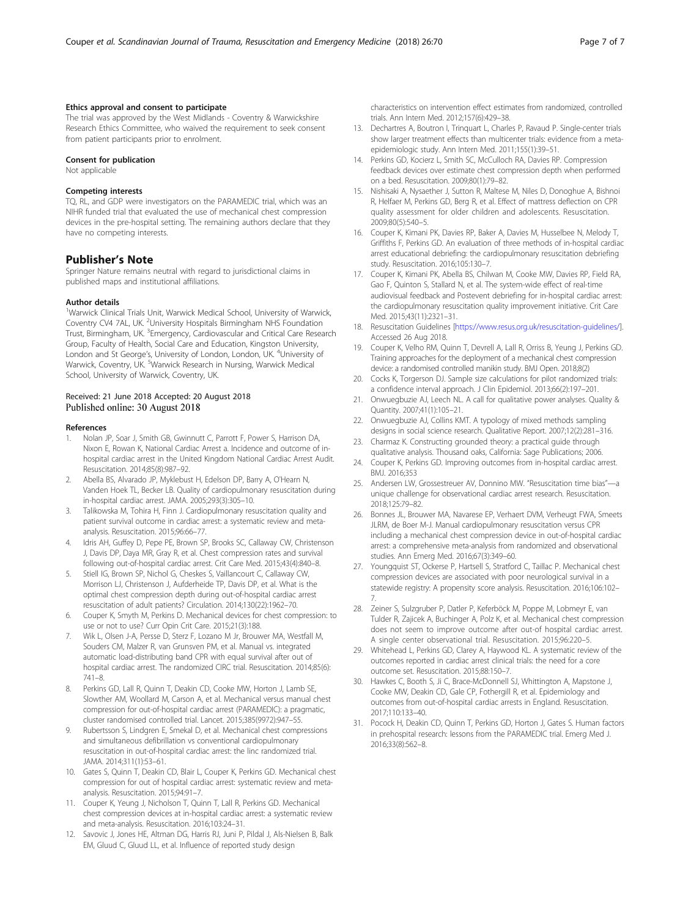#### Ethics approval and consent to participate

The trial was approved by the West Midlands - Coventry & Warwickshire Research Ethics Committee, who waived the requirement to seek consent from patient participants prior to enrolment.

#### Consent for publication

Not applicable

#### Competing interests

TQ, RL, and GDP were investigators on the PARAMEDIC trial, which was an NIHR funded trial that evaluated the use of mechanical chest compression devices in the pre-hospital setting. The remaining authors declare that they have no competing interests.

## Publisher's Note

Springer Nature remains neutral with regard to jurisdictional claims in published maps and institutional affiliations.

#### Author details

[1]Warwick Clinical Trials Unit, Warwick Medical School, University of Warwick, Coventry CV4 7AL, UK. [2]University Hospitals Birmingham NHS Foundation Trust, Birmingham, UK. [3]Emergency, Cardiovascular and Critical Care Research Group, Faculty of Health, Social Care and Education, Kingston University, London and St George's, University of London, London, UK. [4]University of Warwick, Coventry, UK. [5]Warwick Research in Nursing, Warwick Medical School, University of Warwick, Coventry, UK.

Received: 21 June 2018 Accepted: 20 August 2018
Published online: 30 August 2018

#### References

1. Nolan JP, Soar J, Smith GB, Gwinnutt C, Parrott F, Power S, Harrison DA, Nixon E, Rowan K, National Cardiac Arrest a. Incidence and outcome of in-hospital cardiac arrest in the United Kingdom National Cardiac Arrest Audit. Resuscitation. 2014;85(8):987–92.
2. Abella BS, Alvarado JP, Myklebust H, Edelson DP, Barry A, O'Hearn N, Vanden Hoek TL, Becker LB. Quality of cardiopulmonary resuscitation during in-hospital cardiac arrest. JAMA. 2005;293(3):305–10.
3. Talikowska M, Tohira H, Finn J. Cardiopulmonary resuscitation quality and patient survival outcome in cardiac arrest: a systematic review and meta-analysis. Resuscitation. 2015;96:66–77.
4. Idris AH, Guffey D, Pepe PE, Brown SP, Brooks SC, Callaway CW, Christenson J, Davis DP, Daya MR, Gray R, et al. Chest compression rates and survival following out-of-hospital cardiac arrest. Crit Care Med. 2015;43(4):840–8.
5. Stiell IG, Brown SP, Nichol G, Cheskes S, Vaillancourt C, Callaway CW, Morrison LJ, Christenson J, Aufderheide TP, Davis DP, et al. What is the optimal chest compression depth during out-of-hospital cardiac arrest resuscitation of adult patients? Circulation. 2014;130(22):1962–70.
6. Couper K, Smyth M, Perkins D. Mechanical devices for chest compression: to use or not to use? Curr Opin Crit Care. 2015;21(3):188.
7. Wik L, Olsen J-A, Persse D, Sterz F, Lozano M Jr, Brouwer MA, Westfall M, Souders CM, Malzer R, van Grunsven PM, et al. Manual vs. integrated automatic load-distributing band CPR with equal survival after out of hospital cardiac arrest. The randomized CIRC trial. Resuscitation. 2014;85(6):741–8.
8. Perkins GD, Lall R, Quinn T, Deakin CD, Cooke MW, Horton J, Lamb SE, Slowther AM, Woollard M, Carson A, et al. Mechanical versus manual chest compression for out-of-hospital cardiac arrest (PARAMEDIC): a pragmatic, cluster randomised controlled trial. Lancet. 2015;385(9972):947–55.
9. Rubertsson S, Lindgren E, Smekal D, et al. Mechanical chest compressions and simultaneous defibrillation vs conventional cardiopulmonary resuscitation in out-of-hospital cardiac arrest: the linc randomized trial. JAMA. 2014;311(1):53–61.
10. Gates S, Quinn T, Deakin CD, Blair L, Couper K, Perkins GD. Mechanical chest compression for out of hospital cardiac arrest: systematic review and meta-analysis. Resuscitation. 2015;94:91–7.
11. Couper K, Yeung J, Nicholson T, Quinn T, Lall R, Perkins GD. Mechanical chest compression devices at in-hospital cardiac arrest: a systematic review and meta-analysis. Resuscitation. 2016;103:24–31.
12. Savovic J, Jones HE, Altman DG, Harris RJ, Juni P, Pildal J, Als-Nielsen B, Balk EM, Gluud C, Gluud LL, et al. Influence of reported study design characteristics on intervention effect estimates from randomized, controlled trials. Ann Intern Med. 2012;157(6):429–38.
13. Dechartres A, Boutron I, Trinquart L, Charles P, Ravaud P. Single-center trials show larger treatment effects than multicenter trials: evidence from a meta-epidemiologic study. Ann Intern Med. 2011;155(1):39–51.
14. Perkins GD, Kocierz L, Smith SC, McCulloch RA, Davies RP. Compression feedback devices over estimate chest compression depth when performed on a bed. Resuscitation. 2009;80(1):79–82.
15. Nishisaki A, Nysaether J, Sutton R, Maltese M, Niles D, Donoghue A, Bishnoi R, Helfaer M, Perkins GD, Berg R, et al. Effect of mattress deflection on CPR quality assessment for older children and adolescents. Resuscitation. 2009;80(5):540–5.
16. Couper K, Kimani PK, Davies RP, Baker A, Davies M, Husselbee N, Melody T, Griffiths F, Perkins GD. An evaluation of three methods of in-hospital cardiac arrest educational debriefing: the cardiopulmonary resuscitation debriefing study. Resuscitation. 2016;105:130–7.
17. Couper K, Kimani PK, Abella BS, Chilwan M, Cooke MW, Davies RP, Field RA, Gao F, Quinton S, Stallard N, et al. The system-wide effect of real-time audiovisual feedback and Postevent debriefing for in-hospital cardiac arrest: the cardiopulmonary resuscitation quality improvement initiative. Crit Care Med. 2015;43(11):2321–31.
18. Resuscitation Guidelines [https://www.resus.org.uk/resuscitation-guidelines/]. Accessed 26 Aug 2018.
19. Couper K, Velho RM, Quinn T, Devrell A, Lall R, Orriss B, Yeung J, Perkins GD. Training approaches for the deployment of a mechanical chest compression device: a randomised controlled manikin study. BMJ Open. 2018;8(2)
20. Cocks K, Torgerson DJ. Sample size calculations for pilot randomized trials: a confidence interval approach. J Clin Epidemiol. 2013;66(2):197–201.
21. Onwuegbuzie AJ, Leech NL. A call for qualitative power analyses. Quality & Quantity. 2007;41(1):105–21.
22. Onwuegbuzie AJ, Collins KMT. A typology of mixed methods sampling designs in social science research. Qualitative Report. 2007;12(2):281–316.
23. Charmaz K. Constructing grounded theory: a practical guide through qualitative analysis. Thousand oaks, California: Sage Publications; 2006.
24. Couper K, Perkins GD. Improving outcomes from in-hospital cardiac arrest. BMJ. 2016;353
25. Andersen LW, Grossestreuer AV, Donnino MW. "Resuscitation time bias"—a unique challenge for observational cardiac arrest research. Resuscitation. 2018;125:79–82.
26. Bonnes JL, Brouwer MA, Navarese EP, Verhaert DVM, Verheugt FWA, Smeets JLRM, de Boer M-J. Manual cardiopulmonary resuscitation versus CPR including a mechanical chest compression device in out-of-hospital cardiac arrest: a comprehensive meta-analysis from randomized and observational studies. Ann Emerg Med. 2016;67(3):349–60.
27. Youngquist ST, Ockerse P, Hartsell S, Stratford C, Taillac P. Mechanical chest compression devices are associated with poor neurological survival in a statewide registry: A propensity score analysis. Resuscitation. 2016;106:102–7.
28. Zeiner S, Sulzgruber P, Datler P, Keferböck M, Poppe M, Lobmeyr E, van Tulder R, Zajicek A, Buchinger A, Polz K, et al. Mechanical chest compression does not seem to improve outcome after out-of hospital cardiac arrest. A single center observational trial. Resuscitation. 2015;96:220–5.
29. Whitehead L, Perkins GD, Clarey A, Haywood KL. A systematic review of the outcomes reported in cardiac arrest clinical trials: the need for a core outcome set. Resuscitation. 2015;88:150–7.
30. Hawkes C, Booth S, Ji C, Brace-McDonnell SJ, Whittington A, Mapstone J, Cooke MW, Deakin CD, Gale CP, Fothergill R, et al. Epidemiology and outcomes from out-of-hospital cardiac arrests in England. Resuscitation. 2017;110:133–40.
31. Pocock H, Deakin CD, Quinn T, Perkins GD, Horton J, Gates S. Human factors in prehospital research: lessons from the PARAMEDIC trial. Emerg Med J. 2016;33(8):562–8.